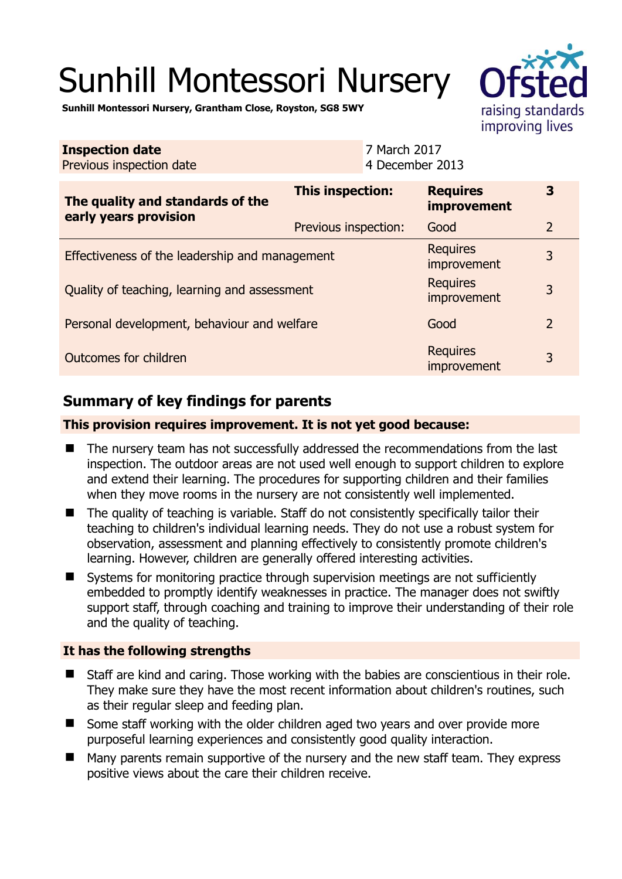# Sunhill Montessori Nursery

**Sunhill Montessori Nursery, Grantham Close, Royston, SG8 5WY**

| **Inspection date** | 7 March 2017 |
|---|---|
| Previous inspection date | 4 December 2013 |

| **The quality and standards of the early years provision** | **This inspection:** | **Requires improvement** | **3** |
|---|---|---|---|
| | Previous inspection: | Good | 2 |
| Effectiveness of the leadership and management | | Requires improvement | 3 |
| Quality of teaching, learning and assessment | | Requires improvement | 3 |
| Personal development, behaviour and welfare | | Good | 2 |
| Outcomes for children | | Requires improvement | 3 |

## Summary of key findings for parents

**This provision requires improvement. It is not yet good because:**

- The nursery team has not successfully addressed the recommendations from the last inspection. The outdoor areas are not used well enough to support children to explore and extend their learning. The procedures for supporting children and their families when they move rooms in the nursery are not consistently well implemented.
- The quality of teaching is variable. Staff do not consistently specifically tailor their teaching to children's individual learning needs. They do not use a robust system for observation, assessment and planning effectively to consistently promote children's learning. However, children are generally offered interesting activities.
- Systems for monitoring practice through supervision meetings are not sufficiently embedded to promptly identify weaknesses in practice. The manager does not swiftly support staff, through coaching and training to improve their understanding of their role and the quality of teaching.

**It has the following strengths**

- Staff are kind and caring. Those working with the babies are conscientious in their role. They make sure they have the most recent information about children's routines, such as their regular sleep and feeding plan.
- Some staff working with the older children aged two years and over provide more purposeful learning experiences and consistently good quality interaction.
- Many parents remain supportive of the nursery and the new staff team. They express positive views about the care their children receive.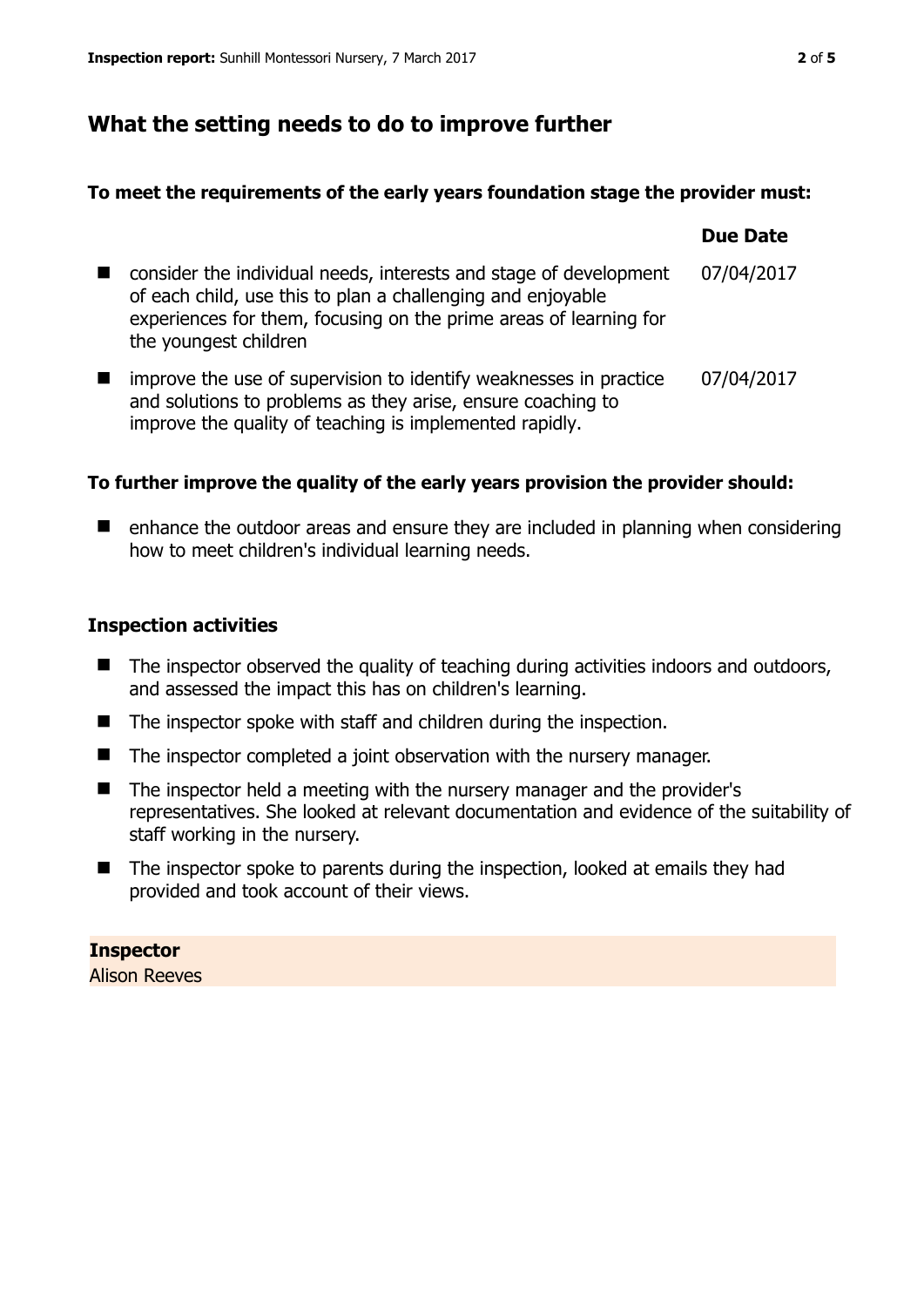## What the setting needs to do to improve further

### To meet the requirements of the early years foundation stage the provider must:

| | Due Date |
|---|---|
| ■ consider the individual needs, interests and stage of development of each child, use this to plan a challenging and enjoyable experiences for them, focusing on the prime areas of learning for the youngest children | 07/04/2017 |
| ■ improve the use of supervision to identify weaknesses in practice and solutions to problems as they arise, ensure coaching to improve the quality of teaching is implemented rapidly. | 07/04/2017 |

### To further improve the quality of the early years provision the provider should:

- enhance the outdoor areas and ensure they are included in planning when considering how to meet children's individual learning needs.

### Inspection activities

- The inspector observed the quality of teaching during activities indoors and outdoors, and assessed the impact this has on children's learning.
- The inspector spoke with staff and children during the inspection.
- The inspector completed a joint observation with the nursery manager.
- The inspector held a meeting with the nursery manager and the provider's representatives. She looked at relevant documentation and evidence of the suitability of staff working in the nursery.
- The inspector spoke to parents during the inspection, looked at emails they had provided and took account of their views.

**Inspector**
Alison Reeves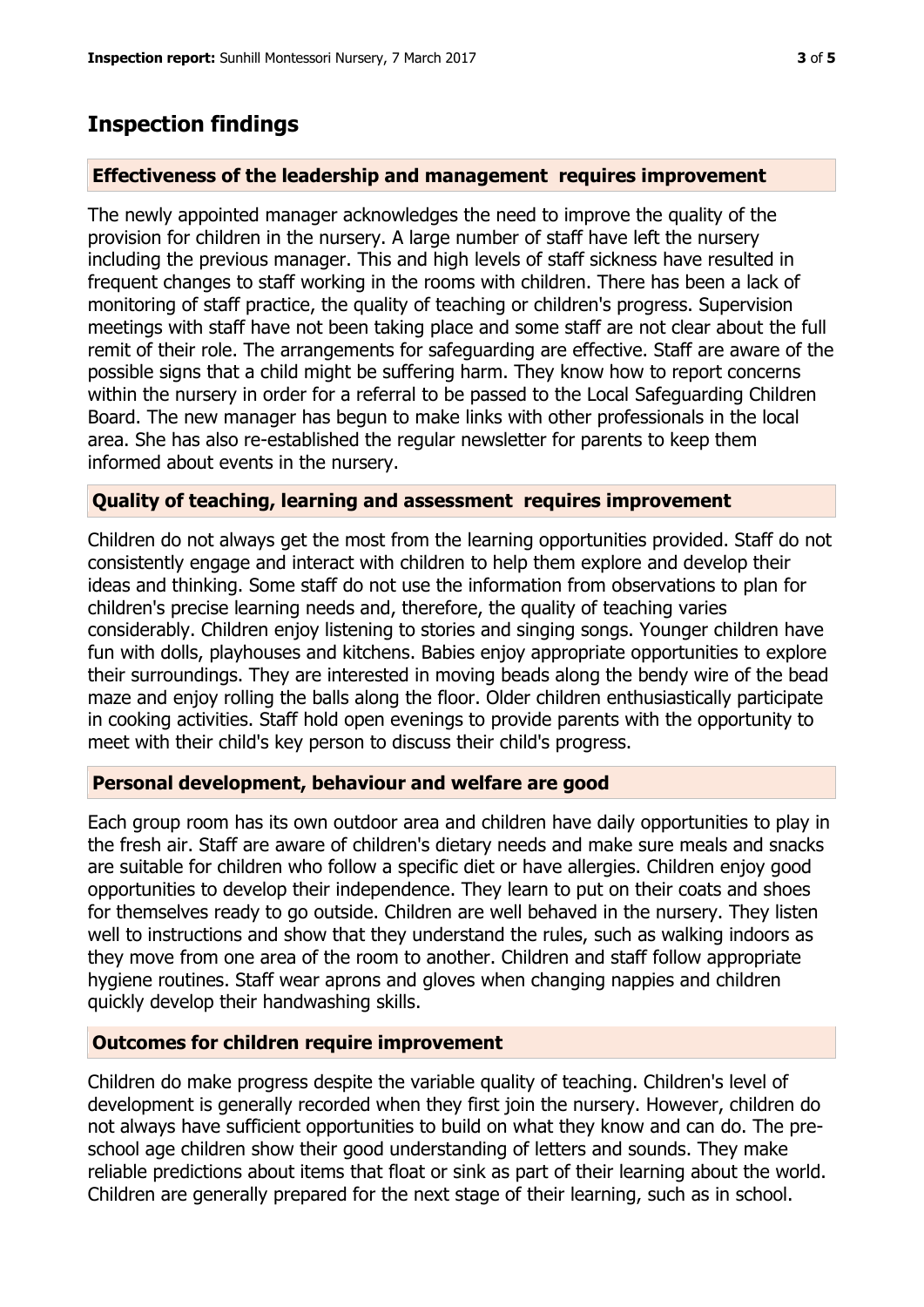## Inspection findings

### Effectiveness of the leadership and management requires improvement

The newly appointed manager acknowledges the need to improve the quality of the provision for children in the nursery. A large number of staff have left the nursery including the previous manager. This and high levels of staff sickness have resulted in frequent changes to staff working in the rooms with children. There has been a lack of monitoring of staff practice, the quality of teaching or children's progress. Supervision meetings with staff have not been taking place and some staff are not clear about the full remit of their role. The arrangements for safeguarding are effective. Staff are aware of the possible signs that a child might be suffering harm. They know how to report concerns within the nursery in order for a referral to be passed to the Local Safeguarding Children Board. The new manager has begun to make links with other professionals in the local area. She has also re-established the regular newsletter for parents to keep them informed about events in the nursery.

### Quality of teaching, learning and assessment requires improvement

Children do not always get the most from the learning opportunities provided. Staff do not consistently engage and interact with children to help them explore and develop their ideas and thinking. Some staff do not use the information from observations to plan for children's precise learning needs and, therefore, the quality of teaching varies considerably. Children enjoy listening to stories and singing songs. Younger children have fun with dolls, playhouses and kitchens. Babies enjoy appropriate opportunities to explore their surroundings. They are interested in moving beads along the bendy wire of the bead maze and enjoy rolling the balls along the floor. Older children enthusiastically participate in cooking activities. Staff hold open evenings to provide parents with the opportunity to meet with their child's key person to discuss their child's progress.

### Personal development, behaviour and welfare are good

Each group room has its own outdoor area and children have daily opportunities to play in the fresh air. Staff are aware of children's dietary needs and make sure meals and snacks are suitable for children who follow a specific diet or have allergies. Children enjoy good opportunities to develop their independence. They learn to put on their coats and shoes for themselves ready to go outside. Children are well behaved in the nursery. They listen well to instructions and show that they understand the rules, such as walking indoors as they move from one area of the room to another. Children and staff follow appropriate hygiene routines. Staff wear aprons and gloves when changing nappies and children quickly develop their handwashing skills.

### Outcomes for children require improvement

Children do make progress despite the variable quality of teaching. Children's level of development is generally recorded when they first join the nursery. However, children do not always have sufficient opportunities to build on what they know and can do. The pre-school age children show their good understanding of letters and sounds. They make reliable predictions about items that float or sink as part of their learning about the world. Children are generally prepared for the next stage of their learning, such as in school.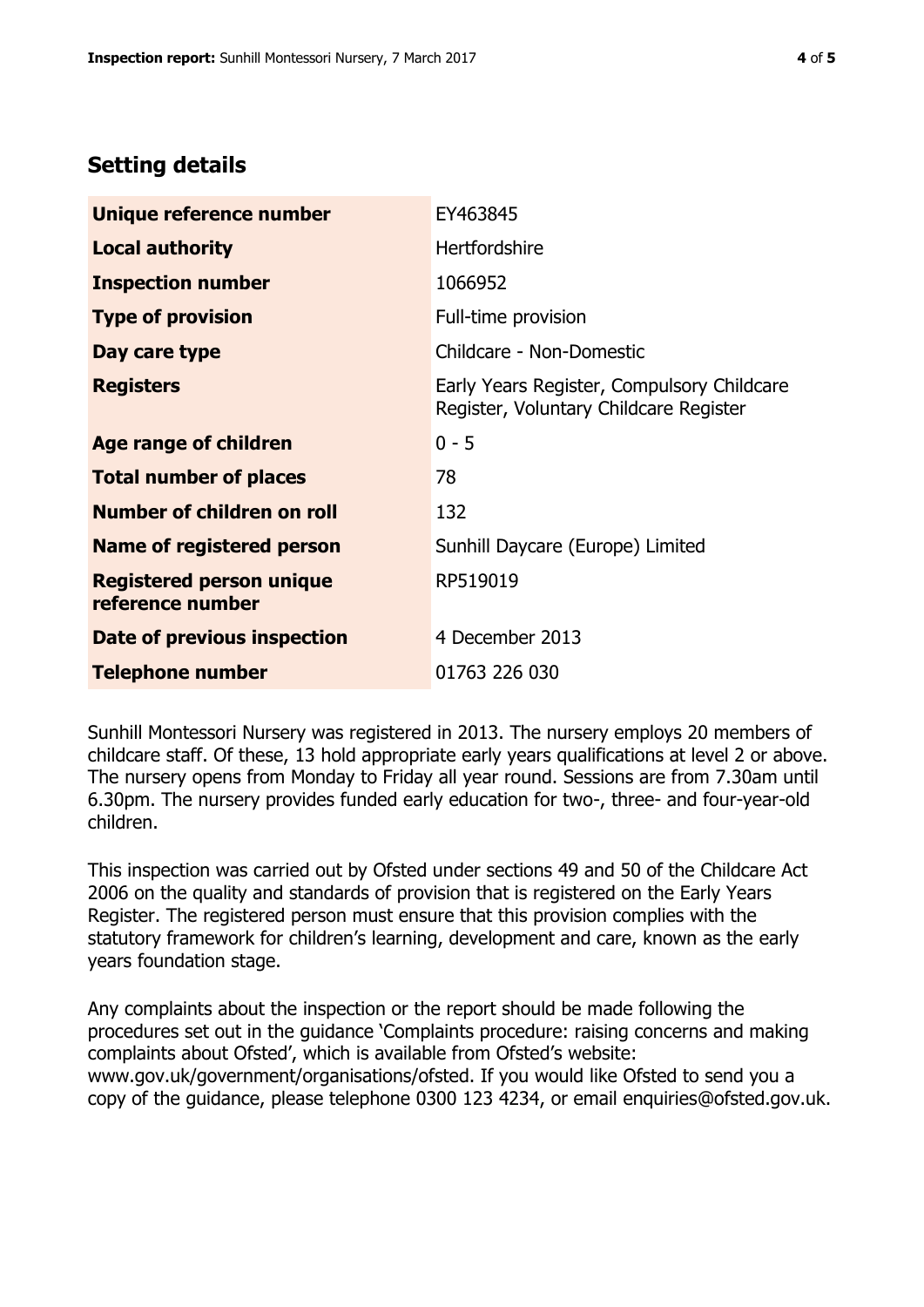## Setting details

| | |
|---|---|
| **Unique reference number** | EY463845 |
| **Local authority** | Hertfordshire |
| **Inspection number** | 1066952 |
| **Type of provision** | Full-time provision |
| **Day care type** | Childcare - Non-Domestic |
| **Registers** | Early Years Register, Compulsory Childcare Register, Voluntary Childcare Register |
| **Age range of children** | 0 - 5 |
| **Total number of places** | 78 |
| **Number of children on roll** | 132 |
| **Name of registered person** | Sunhill Daycare (Europe) Limited |
| **Registered person unique reference number** | RP519019 |
| **Date of previous inspection** | 4 December 2013 |
| **Telephone number** | 01763 226 030 |

Sunhill Montessori Nursery was registered in 2013. The nursery employs 20 members of childcare staff. Of these, 13 hold appropriate early years qualifications at level 2 or above. The nursery opens from Monday to Friday all year round. Sessions are from 7.30am until 6.30pm. The nursery provides funded early education for two-, three- and four-year-old children.

This inspection was carried out by Ofsted under sections 49 and 50 of the Childcare Act 2006 on the quality and standards of provision that is registered on the Early Years Register. The registered person must ensure that this provision complies with the statutory framework for children's learning, development and care, known as the early years foundation stage.

Any complaints about the inspection or the report should be made following the procedures set out in the guidance 'Complaints procedure: raising concerns and making complaints about Ofsted', which is available from Ofsted's website: www.gov.uk/government/organisations/ofsted. If you would like Ofsted to send you a copy of the guidance, please telephone 0300 123 4234, or email enquiries@ofsted.gov.uk.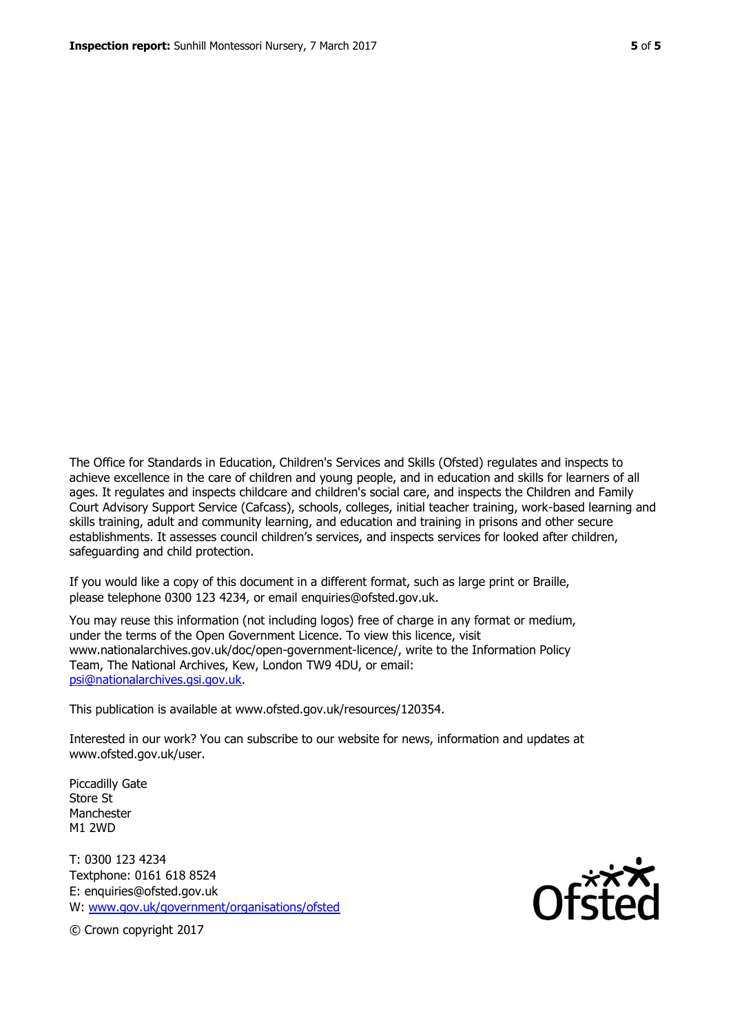The Office for Standards in Education, Children's Services and Skills (Ofsted) regulates and inspects to achieve excellence in the care of children and young people, and in education and skills for learners of all ages. It regulates and inspects childcare and children's social care, and inspects the Children and Family Court Advisory Support Service (Cafcass), schools, colleges, initial teacher training, work-based learning and skills training, adult and community learning, and education and training in prisons and other secure establishments. It assesses council children's services, and inspects services for looked after children, safeguarding and child protection.

If you would like a copy of this document in a different format, such as large print or Braille, please telephone 0300 123 4234, or email enquiries@ofsted.gov.uk.

You may reuse this information (not including logos) free of charge in any format or medium, under the terms of the Open Government Licence. To view this licence, visit www.nationalarchives.gov.uk/doc/open-government-licence/, write to the Information Policy Team, The National Archives, Kew, London TW9 4DU, or email: psi@nationalarchives.gsi.gov.uk.

This publication is available at www.ofsted.gov.uk/resources/120354.

Interested in our work? You can subscribe to our website for news, information and updates at www.ofsted.gov.uk/user.

Piccadilly Gate
Store St
Manchester
M1 2WD

T: 0300 123 4234
Textphone: 0161 618 8524
E: enquiries@ofsted.gov.uk
W: www.gov.uk/government/organisations/ofsted

© Crown copyright 2017